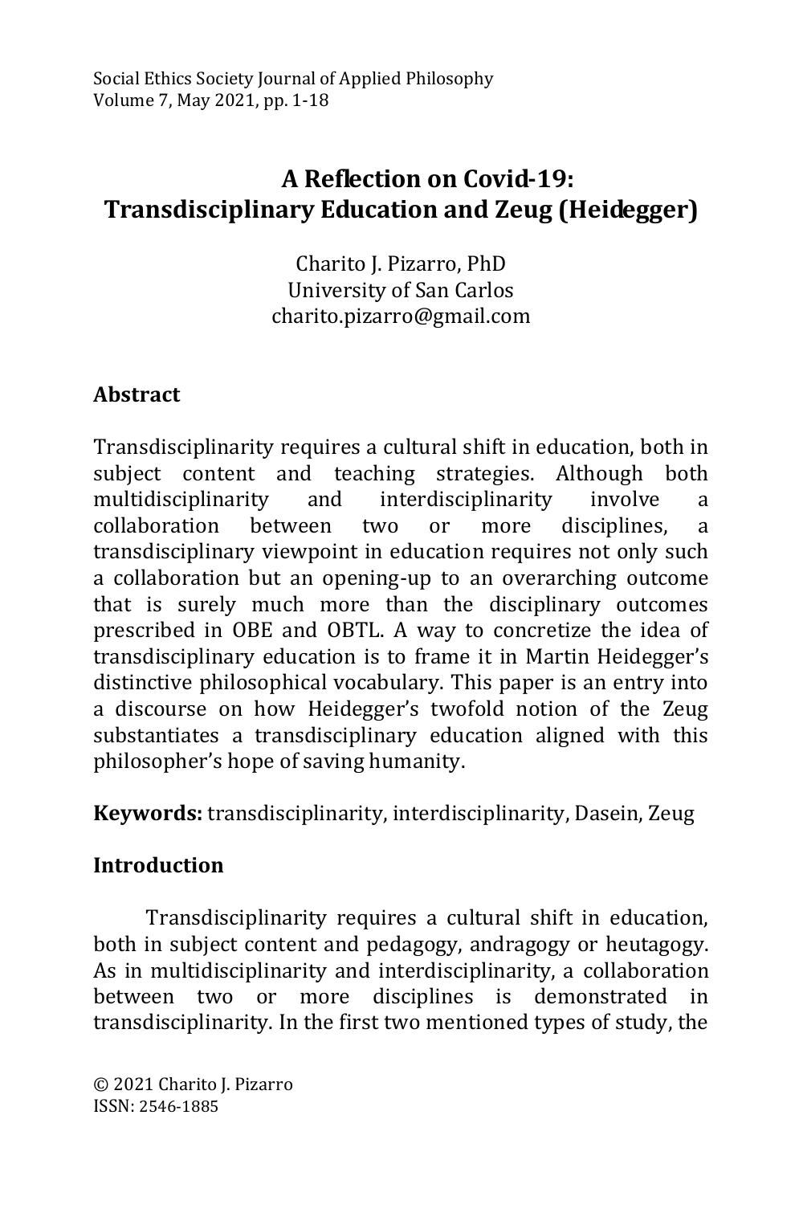# A Reflection on Covid-19: Transdisciplinary Education and Zeug (Heidegger)

Charito J. Pizarro, PhD
University of San Carlos
charito.pizarro@gmail.com

## Abstract

Transdisciplinarity requires a cultural shift in education, both in subject content and teaching strategies. Although both multidisciplinarity and interdisciplinarity involve a collaboration between two or more disciplines, a transdisciplinary viewpoint in education requires not only such a collaboration but an opening-up to an overarching outcome that is surely much more than the disciplinary outcomes prescribed in OBE and OBTL. A way to concretize the idea of transdisciplinary education is to frame it in Martin Heidegger's distinctive philosophical vocabulary. This paper is an entry into a discourse on how Heidegger's twofold notion of the Zeug substantiates a transdisciplinary education aligned with this philosopher's hope of saving humanity.

**Keywords:** transdisciplinarity, interdisciplinarity, Dasein, Zeug

## Introduction

Transdisciplinarity requires a cultural shift in education, both in subject content and pedagogy, andragogy or heutagogy. As in multidisciplinarity and interdisciplinarity, a collaboration between two or more disciplines is demonstrated in transdisciplinarity. In the first two mentioned types of study, the

© 2021 Charito J. Pizarro
ISSN: 2546-1885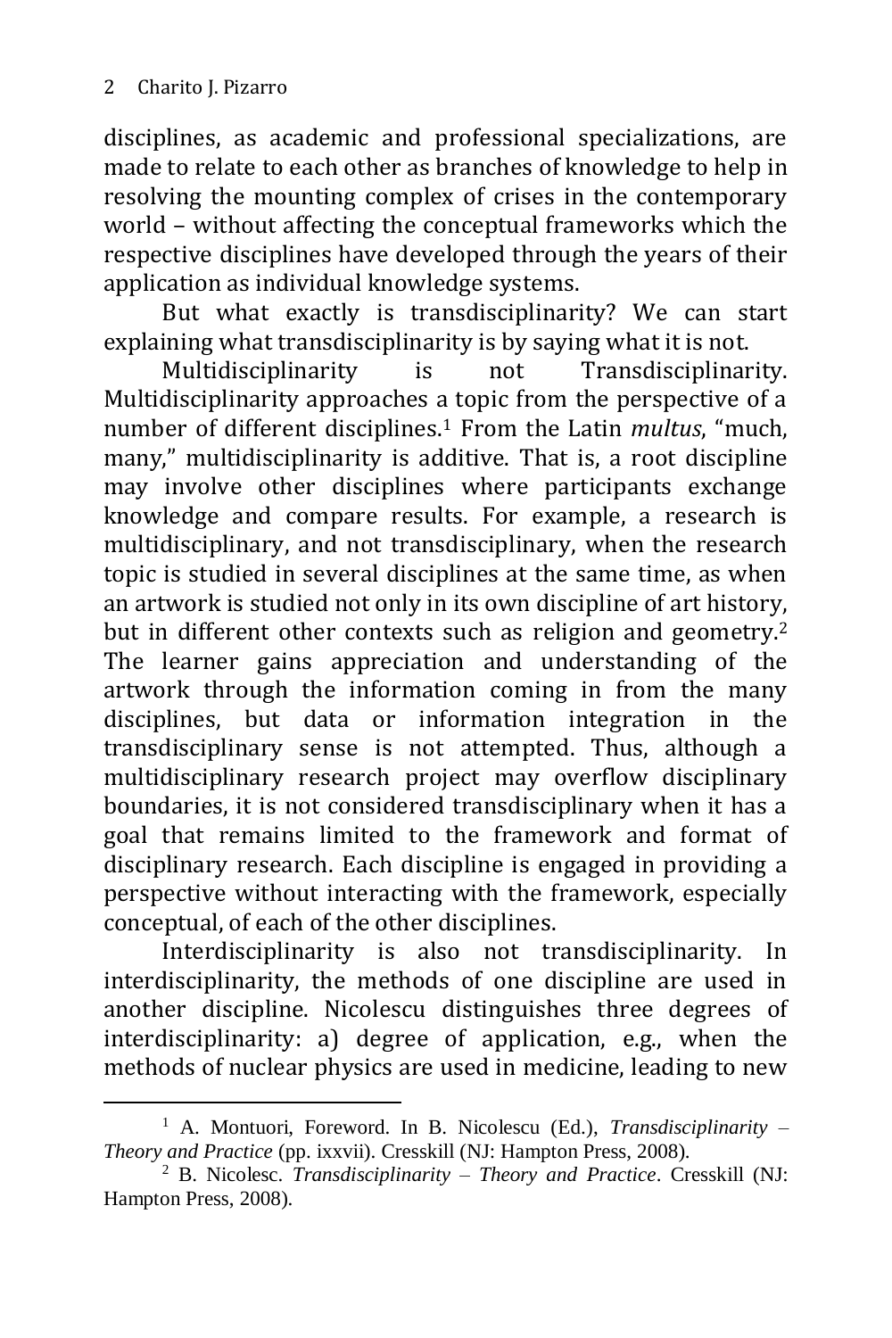disciplines, as academic and professional specializations, are made to relate to each other as branches of knowledge to help in resolving the mounting complex of crises in the contemporary world – without affecting the conceptual frameworks which the respective disciplines have developed through the years of their application as individual knowledge systems.

But what exactly is transdisciplinarity? We can start explaining what transdisciplinarity is by saying what it is not.

Multidisciplinarity is not Transdisciplinarity. Multidisciplinarity approaches a topic from the perspective of a number of different disciplines.[1] From the Latin *multus*, "much, many," multidisciplinarity is additive. That is, a root discipline may involve other disciplines where participants exchange knowledge and compare results. For example, a research is multidisciplinary, and not transdisciplinary, when the research topic is studied in several disciplines at the same time, as when an artwork is studied not only in its own discipline of art history, but in different other contexts such as religion and geometry.[2] The learner gains appreciation and understanding of the artwork through the information coming in from the many disciplines, but data or information integration in the transdisciplinary sense is not attempted. Thus, although a multidisciplinary research project may overflow disciplinary boundaries, it is not considered transdisciplinary when it has a goal that remains limited to the framework and format of disciplinary research. Each discipline is engaged in providing a perspective without interacting with the framework, especially conceptual, of each of the other disciplines.

Interdisciplinarity is also not transdisciplinarity. In interdisciplinarity, the methods of one discipline are used in another discipline. Nicolescu distinguishes three degrees of interdisciplinarity: a) degree of application, e.g., when the methods of nuclear physics are used in medicine, leading to new

---

[1] A. Montuori, Foreword. In B. Nicolescu (Ed.), *Transdisciplinarity – Theory and Practice* (pp. ixxvii). Cresskill (NJ: Hampton Press, 2008).

[2] B. Nicolesc. *Transdisciplinarity – Theory and Practice*. Cresskill (NJ: Hampton Press, 2008).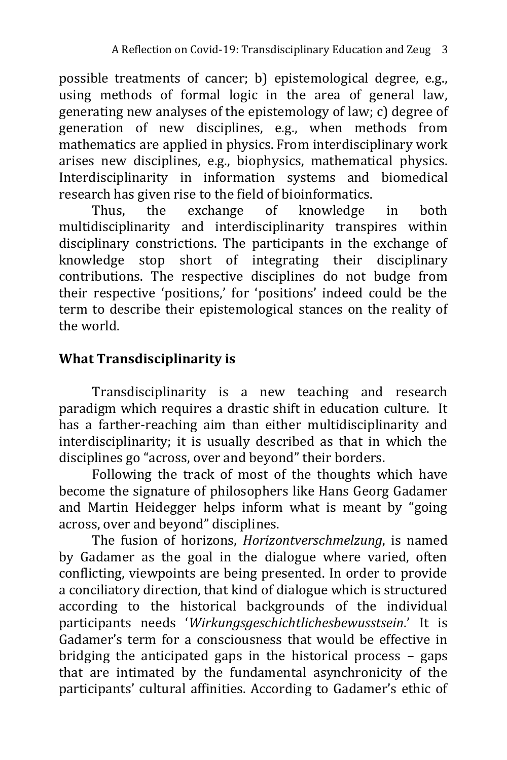possible treatments of cancer; b) epistemological degree, e.g., using methods of formal logic in the area of general law, generating new analyses of the epistemology of law; c) degree of generation of new disciplines, e.g., when methods from mathematics are applied in physics. From interdisciplinary work arises new disciplines, e.g., biophysics, mathematical physics. Interdisciplinarity in information systems and biomedical research has given rise to the field of bioinformatics.

Thus, the exchange of knowledge in both multidisciplinarity and interdisciplinarity transpires within disciplinary constrictions. The participants in the exchange of knowledge stop short of integrating their disciplinary contributions. The respective disciplines do not budge from their respective 'positions,' for 'positions' indeed could be the term to describe their epistemological stances on the reality of the world.

## What Transdisciplinarity is

Transdisciplinarity is a new teaching and research paradigm which requires a drastic shift in education culture. It has a farther-reaching aim than either multidisciplinarity and interdisciplinarity; it is usually described as that in which the disciplines go "across, over and beyond" their borders.

Following the track of most of the thoughts which have become the signature of philosophers like Hans Georg Gadamer and Martin Heidegger helps inform what is meant by "going across, over and beyond" disciplines.

The fusion of horizons, *Horizontverschmelzung*, is named by Gadamer as the goal in the dialogue where varied, often conflicting, viewpoints are being presented. In order to provide a conciliatory direction, that kind of dialogue which is structured according to the historical backgrounds of the individual participants needs '*Wirkungsgeschichtlichesbewusstsein*.' It is Gadamer's term for a consciousness that would be effective in bridging the anticipated gaps in the historical process – gaps that are intimated by the fundamental asynchronicity of the participants' cultural affinities. According to Gadamer's ethic of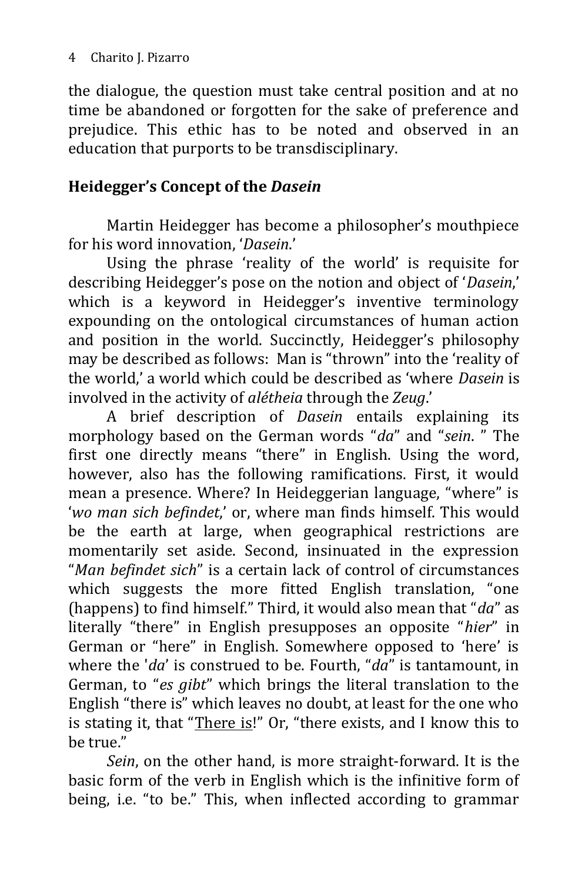the dialogue, the question must take central position and at no time be abandoned or forgotten for the sake of preference and prejudice. This ethic has to be noted and observed in an education that purports to be transdisciplinary.

## Heidegger's Concept of the *Dasein*

Martin Heidegger has become a philosopher's mouthpiece for his word innovation, '*Dasein*.'

Using the phrase 'reality of the world' is requisite for describing Heidegger's pose on the notion and object of '*Dasein*,' which is a keyword in Heidegger's inventive terminology expounding on the ontological circumstances of human action and position in the world. Succinctly, Heidegger's philosophy may be described as follows: Man is "thrown" into the 'reality of the world,' a world which could be described as 'where *Dasein* is involved in the activity of *alétheia* through the *Zeug*.'

A brief description of *Dasein* entails explaining its morphology based on the German words "*da*" and "*sein*. " The first one directly means "there" in English. Using the word, however, also has the following ramifications. First, it would mean a presence. Where? In Heideggerian language, "where" is '*wo man sich befindet*,' or, where man finds himself. This would be the earth at large, when geographical restrictions are momentarily set aside. Second, insinuated in the expression "*Man befindet sich*" is a certain lack of control of circumstances which suggests the more fitted English translation, "one (happens) to find himself." Third, it would also mean that "*da*" as literally "there" in English presupposes an opposite "*hier*" in German or "here" in English. Somewhere opposed to 'here' is where the '*da*' is construed to be. Fourth, "*da*" is tantamount, in German, to "*es gibt*" which brings the literal translation to the English "there is" which leaves no doubt, at least for the one who is stating it, that "<u>There is</u>!" Or, "there exists, and I know this to be true."

*Sein*, on the other hand, is more straight-forward. It is the basic form of the verb in English which is the infinitive form of being, i.e. "to be." This, when inflected according to grammar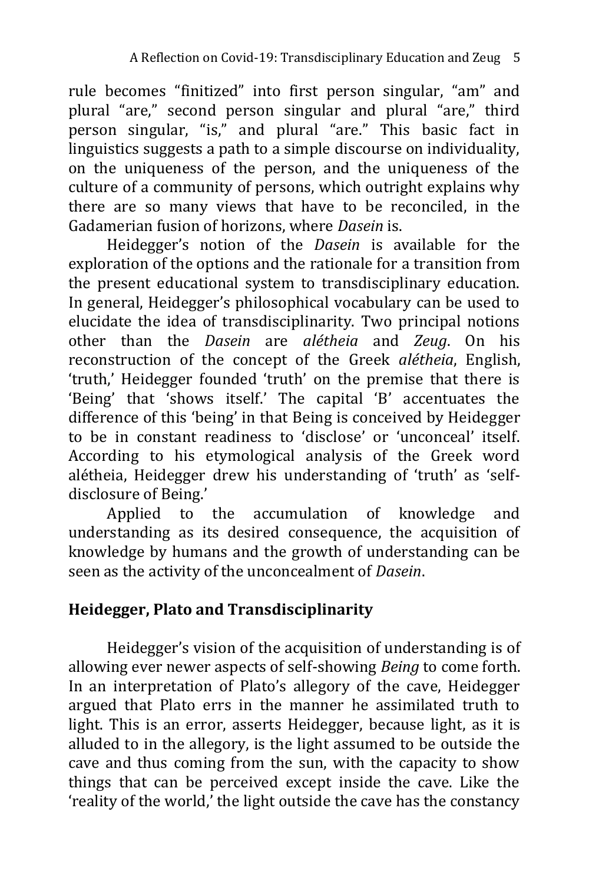rule becomes “finitized” into first person singular, “am” and plural “are,” second person singular and plural “are,” third person singular, “is,” and plural “are.” This basic fact in linguistics suggests a path to a simple discourse on individuality, on the uniqueness of the person, and the uniqueness of the culture of a community of persons, which outright explains why there are so many views that have to be reconciled, in the Gadamerian fusion of horizons, where *Dasein* is.

Heidegger’s notion of the *Dasein* is available for the exploration of the options and the rationale for a transition from the present educational system to transdisciplinary education. In general, Heidegger’s philosophical vocabulary can be used to elucidate the idea of transdisciplinarity. Two principal notions other than the *Dasein* are *alétheia* and *Zeug*. On his reconstruction of the concept of the Greek *alétheia*, English, ‘truth,’ Heidegger founded ‘truth’ on the premise that there is ‘Being’ that ‘shows itself.’ The capital ‘B’ accentuates the difference of this ‘being’ in that Being is conceived by Heidegger to be in constant readiness to ‘disclose’ or ‘unconceal’ itself. According to his etymological analysis of the Greek word alétheia, Heidegger drew his understanding of ‘truth’ as ‘self-disclosure of Being.’

Applied to the accumulation of knowledge and understanding as its desired consequence, the acquisition of knowledge by humans and the growth of understanding can be seen as the activity of the unconcealment of *Dasein*.

## Heidegger, Plato and Transdisciplinarity

Heidegger’s vision of the acquisition of understanding is of allowing ever newer aspects of self-showing *Being* to come forth. In an interpretation of Plato’s allegory of the cave, Heidegger argued that Plato errs in the manner he assimilated truth to light. This is an error, asserts Heidegger, because light, as it is alluded to in the allegory, is the light assumed to be outside the cave and thus coming from the sun, with the capacity to show things that can be perceived except inside the cave. Like the ‘reality of the world,’ the light outside the cave has the constancy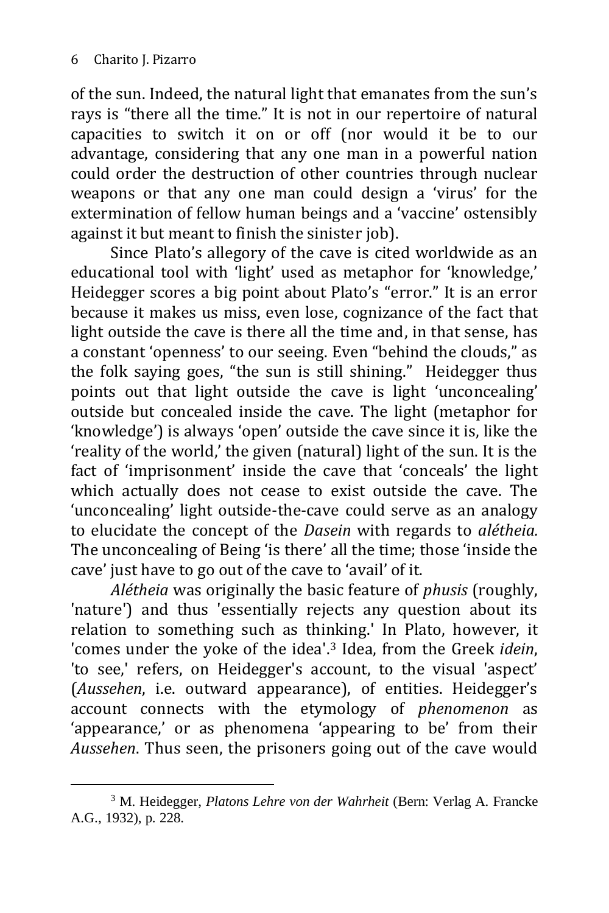of the sun. Indeed, the natural light that emanates from the sun's rays is "there all the time." It is not in our repertoire of natural capacities to switch it on or off (nor would it be to our advantage, considering that any one man in a powerful nation could order the destruction of other countries through nuclear weapons or that any one man could design a 'virus' for the extermination of fellow human beings and a 'vaccine' ostensibly against it but meant to finish the sinister job).

Since Plato's allegory of the cave is cited worldwide as an educational tool with 'light' used as metaphor for 'knowledge,' Heidegger scores a big point about Plato's "error." It is an error because it makes us miss, even lose, cognizance of the fact that light outside the cave is there all the time and, in that sense, has a constant 'openness' to our seeing. Even "behind the clouds," as the folk saying goes, "the sun is still shining." Heidegger thus points out that light outside the cave is light 'unconcealing' outside but concealed inside the cave. The light (metaphor for 'knowledge') is always 'open' outside the cave since it is, like the 'reality of the world,' the given (natural) light of the sun. It is the fact of 'imprisonment' inside the cave that 'conceals' the light which actually does not cease to exist outside the cave. The 'unconcealing' light outside-the-cave could serve as an analogy to elucidate the concept of the *Dasein* with regards to *alétheia.* The unconcealing of Being 'is there' all the time; those 'inside the cave' just have to go out of the cave to 'avail' of it.

*Alétheia* was originally the basic feature of *phusis* (roughly, 'nature') and thus 'essentially rejects any question about its relation to something such as thinking.' In Plato, however, it 'comes under the yoke of the idea'.[3] Idea, from the Greek *idein*, 'to see,' refers, on Heidegger's account, to the visual 'aspect' (*Aussehen*, i.e. outward appearance), of entities. Heidegger's account connects with the etymology of *phenomenon* as 'appearance,' or as phenomena 'appearing to be' from their *Aussehen*. Thus seen, the prisoners going out of the cave would

---

[3] M. Heidegger, *Platons Lehre von der Wahrheit* (Bern: Verlag A. Francke A.G., 1932), p. 228.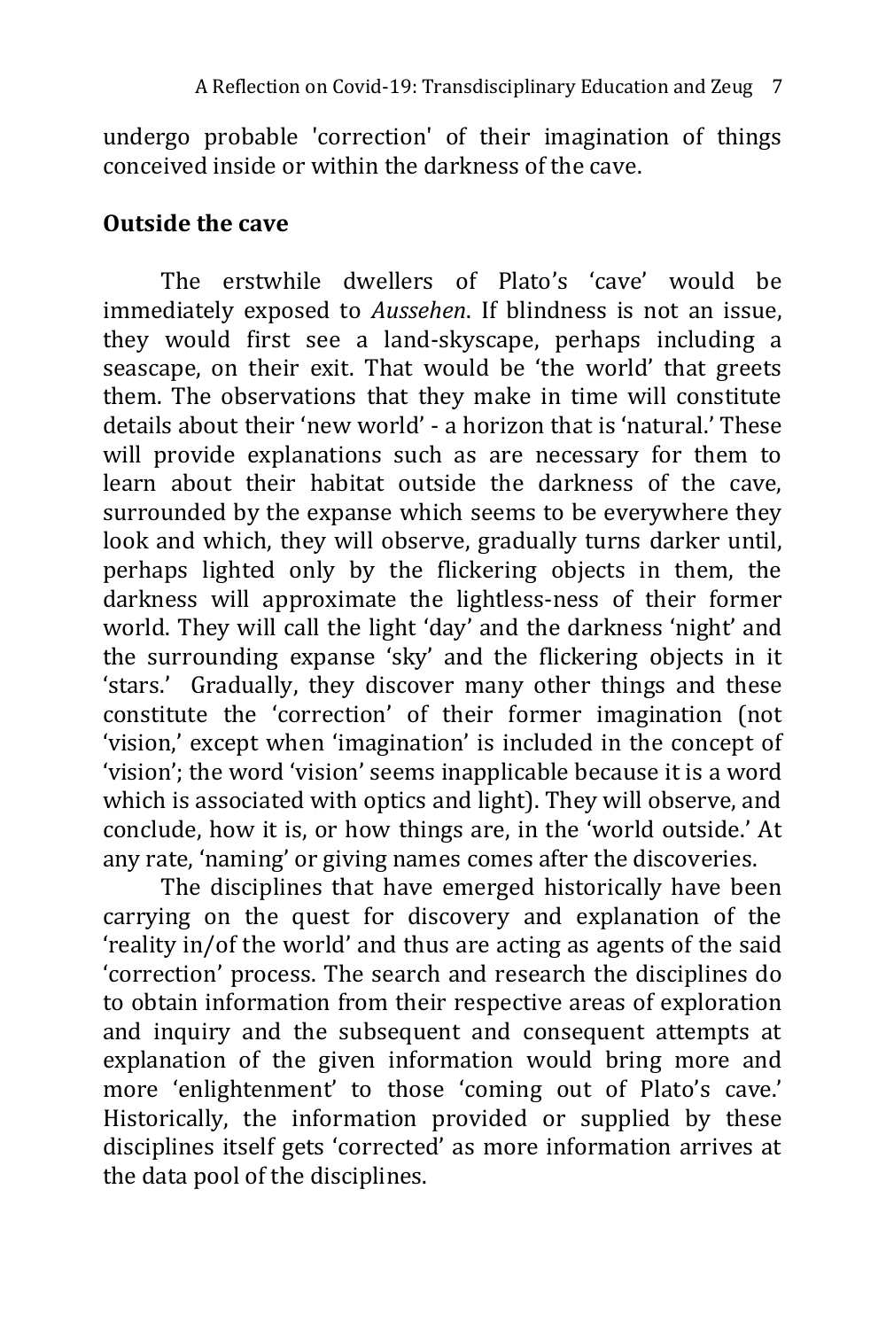undergo probable 'correction' of their imagination of things conceived inside or within the darkness of the cave.

## Outside the cave

The erstwhile dwellers of Plato's 'cave' would be immediately exposed to *Aussehen*. If blindness is not an issue, they would first see a land-skyscape, perhaps including a seascape, on their exit. That would be 'the world' that greets them. The observations that they make in time will constitute details about their 'new world' - a horizon that is 'natural.' These will provide explanations such as are necessary for them to learn about their habitat outside the darkness of the cave, surrounded by the expanse which seems to be everywhere they look and which, they will observe, gradually turns darker until, perhaps lighted only by the flickering objects in them, the darkness will approximate the lightless-ness of their former world. They will call the light 'day' and the darkness 'night' and the surrounding expanse 'sky' and the flickering objects in it 'stars.' Gradually, they discover many other things and these constitute the 'correction' of their former imagination (not 'vision,' except when 'imagination' is included in the concept of 'vision'; the word 'vision' seems inapplicable because it is a word which is associated with optics and light). They will observe, and conclude, how it is, or how things are, in the 'world outside.' At any rate, 'naming' or giving names comes after the discoveries.

The disciplines that have emerged historically have been carrying on the quest for discovery and explanation of the 'reality in/of the world' and thus are acting as agents of the said 'correction' process. The search and research the disciplines do to obtain information from their respective areas of exploration and inquiry and the subsequent and consequent attempts at explanation of the given information would bring more and more 'enlightenment' to those 'coming out of Plato's cave.' Historically, the information provided or supplied by these disciplines itself gets 'corrected' as more information arrives at the data pool of the disciplines.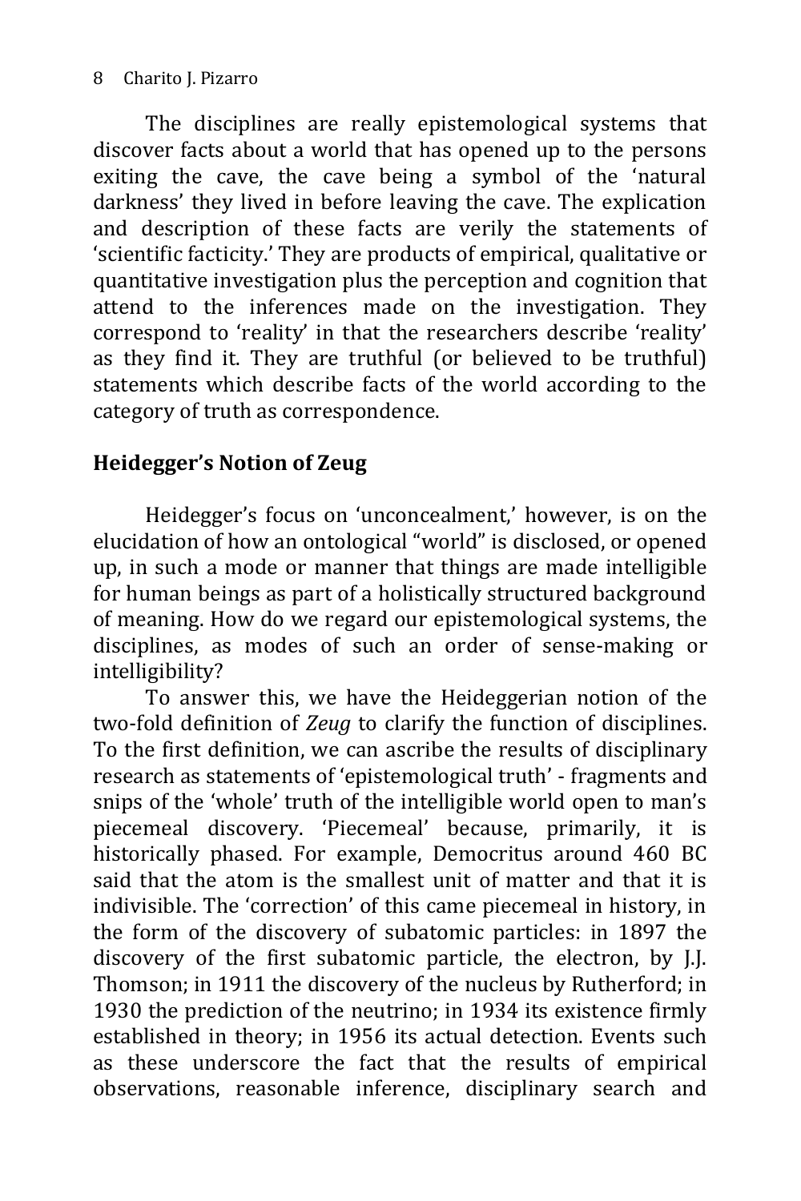The disciplines are really epistemological systems that discover facts about a world that has opened up to the persons exiting the cave, the cave being a symbol of the 'natural darkness' they lived in before leaving the cave. The explication and description of these facts are verily the statements of 'scientific facticity.' They are products of empirical, qualitative or quantitative investigation plus the perception and cognition that attend to the inferences made on the investigation. They correspond to 'reality' in that the researchers describe 'reality' as they find it. They are truthful (or believed to be truthful) statements which describe facts of the world according to the category of truth as correspondence.

## Heidegger's Notion of Zeug

Heidegger's focus on 'unconcealment,' however, is on the elucidation of how an ontological "world" is disclosed, or opened up, in such a mode or manner that things are made intelligible for human beings as part of a holistically structured background of meaning. How do we regard our epistemological systems, the disciplines, as modes of such an order of sense-making or intelligibility?

To answer this, we have the Heideggerian notion of the two-fold definition of *Zeug* to clarify the function of disciplines. To the first definition, we can ascribe the results of disciplinary research as statements of 'epistemological truth' - fragments and snips of the 'whole' truth of the intelligible world open to man's piecemeal discovery. 'Piecemeal' because, primarily, it is historically phased. For example, Democritus around 460 BC said that the atom is the smallest unit of matter and that it is indivisible. The 'correction' of this came piecemeal in history, in the form of the discovery of subatomic particles: in 1897 the discovery of the first subatomic particle, the electron, by J.J. Thomson; in 1911 the discovery of the nucleus by Rutherford; in 1930 the prediction of the neutrino; in 1934 its existence firmly established in theory; in 1956 its actual detection. Events such as these underscore the fact that the results of empirical observations, reasonable inference, disciplinary search and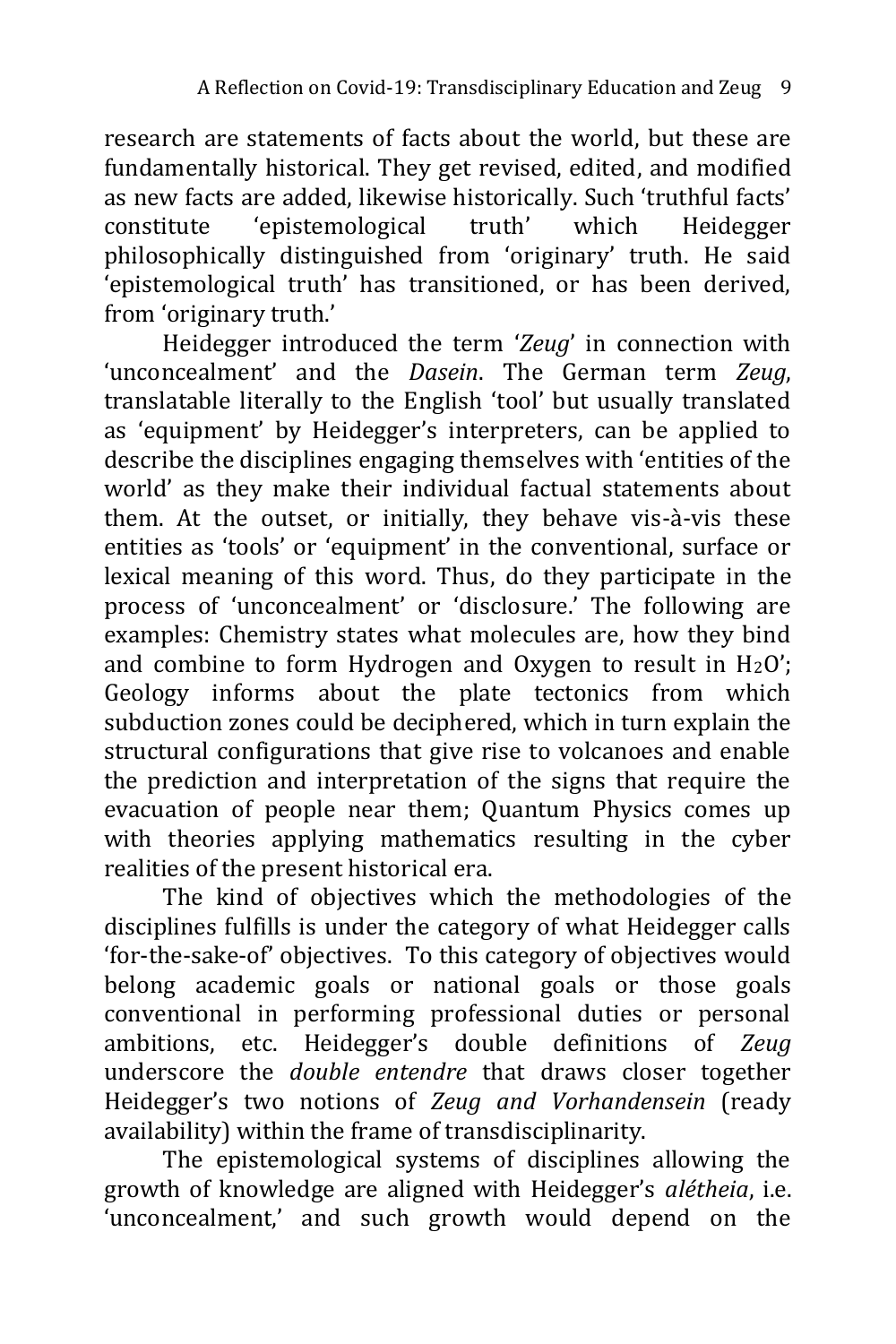research are statements of facts about the world, but these are fundamentally historical. They get revised, edited, and modified as new facts are added, likewise historically. Such 'truthful facts' constitute 'epistemological truth' which Heidegger philosophically distinguished from 'originary' truth. He said 'epistemological truth' has transitioned, or has been derived, from 'originary truth.'

Heidegger introduced the term '*Zeug*' in connection with 'unconcealment' and the *Dasein*. The German term *Zeug*, translatable literally to the English 'tool' but usually translated as 'equipment' by Heidegger's interpreters, can be applied to describe the disciplines engaging themselves with 'entities of the world' as they make their individual factual statements about them. At the outset, or initially, they behave vis-à-vis these entities as 'tools' or 'equipment' in the conventional, surface or lexical meaning of this word. Thus, do they participate in the process of 'unconcealment' or 'disclosure.' The following are examples: Chemistry states what molecules are, how they bind and combine to form Hydrogen and Oxygen to result in $H_2O$'; Geology informs about the plate tectonics from which subduction zones could be deciphered, which in turn explain the structural configurations that give rise to volcanoes and enable the prediction and interpretation of the signs that require the evacuation of people near them; Quantum Physics comes up with theories applying mathematics resulting in the cyber realities of the present historical era.

The kind of objectives which the methodologies of the disciplines fulfills is under the category of what Heidegger calls 'for-the-sake-of' objectives. To this category of objectives would belong academic goals or national goals or those goals conventional in performing professional duties or personal ambitions, etc. Heidegger's double definitions of *Zeug* underscore the *double entendre* that draws closer together Heidegger's two notions of *Zeug and Vorhandensein* (ready availability) within the frame of transdisciplinarity.

The epistemological systems of disciplines allowing the growth of knowledge are aligned with Heidegger's *alétheia*, i.e. 'unconcealment,' and such growth would depend on the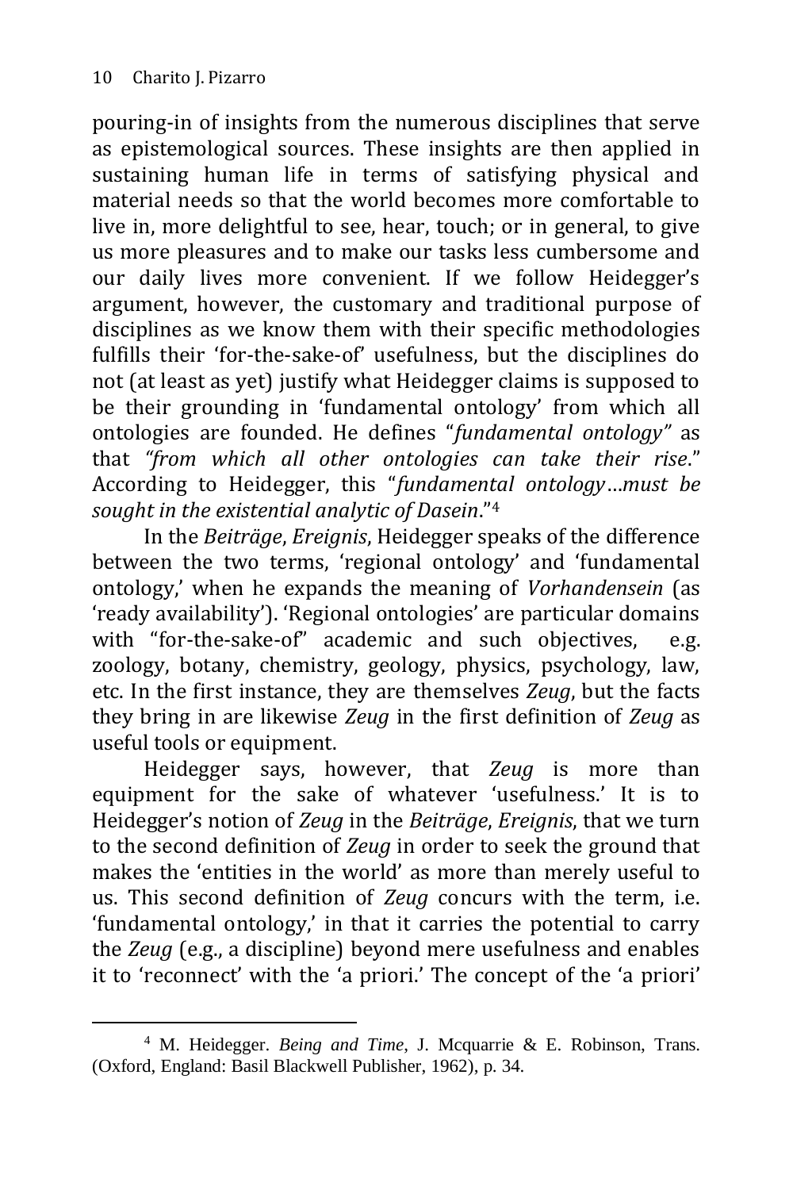pouring-in of insights from the numerous disciplines that serve as epistemological sources. These insights are then applied in sustaining human life in terms of satisfying physical and material needs so that the world becomes more comfortable to live in, more delightful to see, hear, touch; or in general, to give us more pleasures and to make our tasks less cumbersome and our daily lives more convenient. If we follow Heidegger's argument, however, the customary and traditional purpose of disciplines as we know them with their specific methodologies fulfills their 'for-the-sake-of' usefulness, but the disciplines do not (at least as yet) justify what Heidegger claims is supposed to be their grounding in 'fundamental ontology' from which all ontologies are founded. He defines "*fundamental ontology"* as that *"from which all other ontologies can take their rise*." According to Heidegger, this "*fundamental ontology…must be sought in the existential analytic of Dasein*."[4]

In the *Beiträge*, *Ereignis*, Heidegger speaks of the difference between the two terms, 'regional ontology' and 'fundamental ontology,' when he expands the meaning of *Vorhandensein* (as 'ready availability'). 'Regional ontologies' are particular domains with "for-the-sake-of" academic and such objectives, e.g. zoology, botany, chemistry, geology, physics, psychology, law, etc. In the first instance, they are themselves *Zeug*, but the facts they bring in are likewise *Zeug* in the first definition of *Zeug* as useful tools or equipment.

Heidegger says, however, that *Zeug* is more than equipment for the sake of whatever 'usefulness.' It is to Heidegger's notion of *Zeug* in the *Beiträge*, *Ereignis*, that we turn to the second definition of *Zeug* in order to seek the ground that makes the 'entities in the world' as more than merely useful to us. This second definition of *Zeug* concurs with the term, i.e. 'fundamental ontology,' in that it carries the potential to carry the *Zeug* (e.g., a discipline) beyond mere usefulness and enables it to 'reconnect' with the 'a priori.' The concept of the 'a priori'

---

[4] M. Heidegger. *Being and Time*, J. Mcquarrie & E. Robinson, Trans. (Oxford, England: Basil Blackwell Publisher, 1962), p. 34.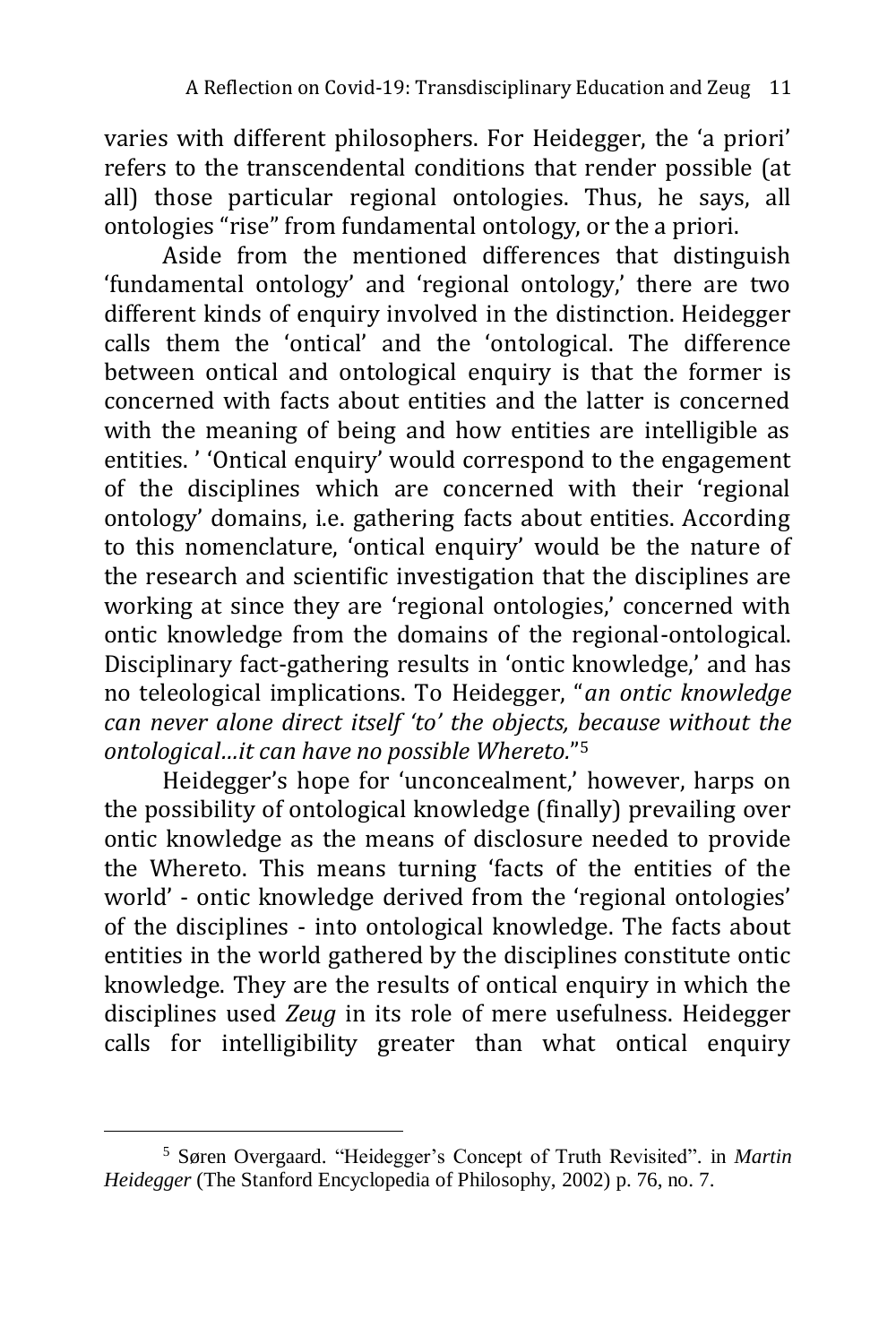varies with different philosophers. For Heidegger, the 'a priori' refers to the transcendental conditions that render possible (at all) those particular regional ontologies. Thus, he says, all ontologies "rise" from fundamental ontology, or the a priori.

Aside from the mentioned differences that distinguish 'fundamental ontology' and 'regional ontology,' there are two different kinds of enquiry involved in the distinction. Heidegger calls them the 'ontical' and the 'ontological. The difference between ontical and ontological enquiry is that the former is concerned with facts about entities and the latter is concerned with the meaning of being and how entities are intelligible as entities. ' 'Ontical enquiry' would correspond to the engagement of the disciplines which are concerned with their 'regional ontology' domains, i.e. gathering facts about entities. According to this nomenclature, 'ontical enquiry' would be the nature of the research and scientific investigation that the disciplines are working at since they are 'regional ontologies,' concerned with ontic knowledge from the domains of the regional-ontological. Disciplinary fact-gathering results in 'ontic knowledge,' and has no teleological implications. To Heidegger, "*an ontic knowledge can never alone direct itself 'to' the objects, because without the ontological…it can have no possible Whereto.*"[5]

Heidegger's hope for 'unconcealment,' however, harps on the possibility of ontological knowledge (finally) prevailing over ontic knowledge as the means of disclosure needed to provide the Whereto. This means turning 'facts of the entities of the world' - ontic knowledge derived from the 'regional ontologies' of the disciplines - into ontological knowledge. The facts about entities in the world gathered by the disciplines constitute ontic knowledge. They are the results of ontical enquiry in which the disciplines used *Zeug* in its role of mere usefulness. Heidegger calls for intelligibility greater than what ontical enquiry

---

[5] Søren Overgaard. "Heidegger's Concept of Truth Revisited". in *Martin Heidegger* (The Stanford Encyclopedia of Philosophy, 2002) p. 76, no. 7.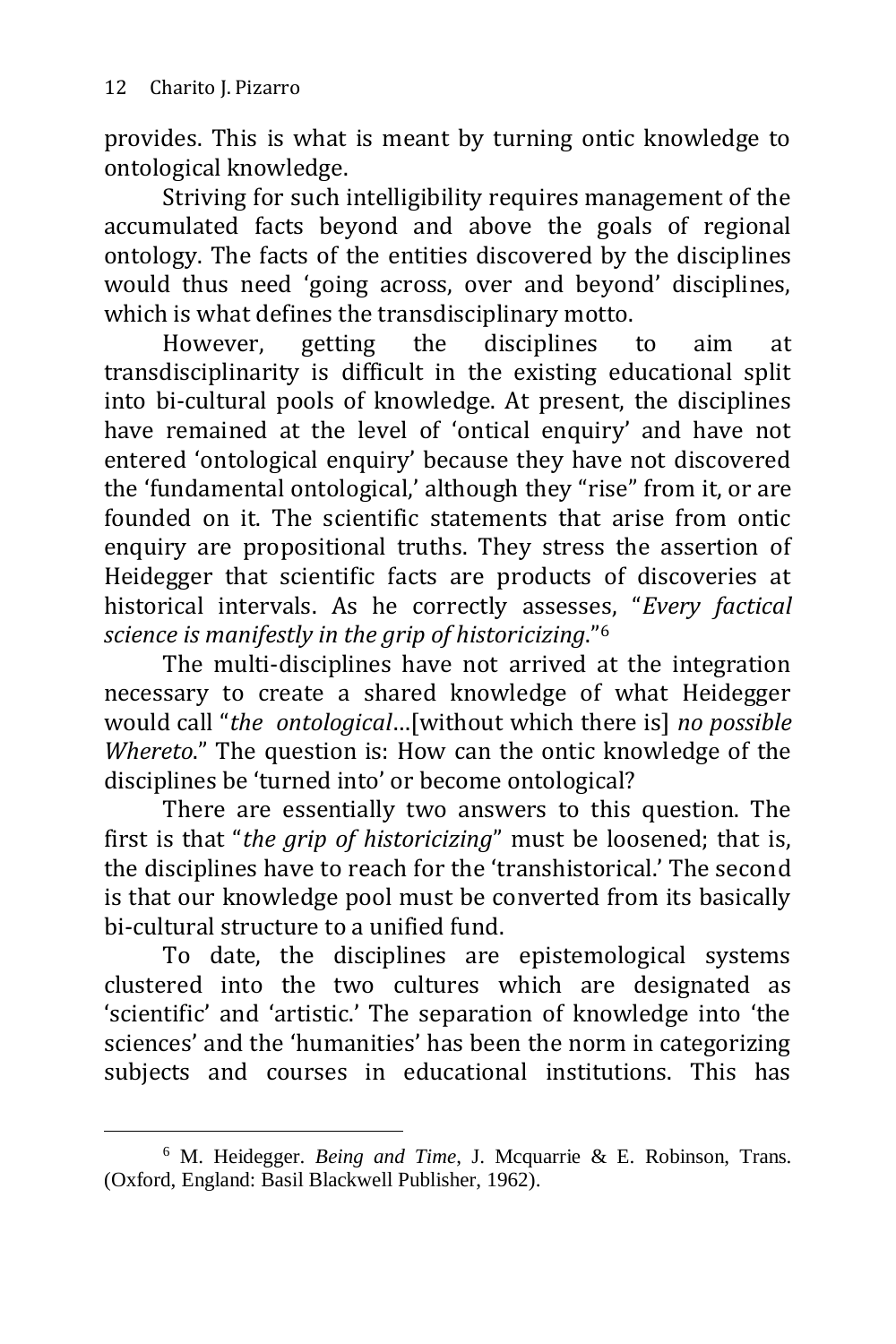provides. This is what is meant by turning ontic knowledge to ontological knowledge.

Striving for such intelligibility requires management of the accumulated facts beyond and above the goals of regional ontology. The facts of the entities discovered by the disciplines would thus need 'going across, over and beyond' disciplines, which is what defines the transdisciplinary motto.

However, getting the disciplines to aim at transdisciplinarity is difficult in the existing educational split into bi-cultural pools of knowledge. At present, the disciplines have remained at the level of 'ontical enquiry' and have not entered 'ontological enquiry' because they have not discovered the 'fundamental ontological,' although they "rise" from it, or are founded on it. The scientific statements that arise from ontic enquiry are propositional truths. They stress the assertion of Heidegger that scientific facts are products of discoveries at historical intervals. As he correctly assesses, "*Every factical science is manifestly in the grip of historicizing*."[6]

The multi-disciplines have not arrived at the integration necessary to create a shared knowledge of what Heidegger would call "*the ontological*…[without which there is] *no possible Whereto*." The question is: How can the ontic knowledge of the disciplines be 'turned into' or become ontological?

There are essentially two answers to this question. The first is that "*the grip of historicizing*" must be loosened; that is, the disciplines have to reach for the 'transhistorical.' The second is that our knowledge pool must be converted from its basically bi-cultural structure to a unified fund.

To date, the disciplines are epistemological systems clustered into the two cultures which are designated as 'scientific' and 'artistic.' The separation of knowledge into 'the sciences' and the 'humanities' has been the norm in categorizing subjects and courses in educational institutions. This has

---

[6] M. Heidegger. *Being and Time*, J. Mcquarrie & E. Robinson, Trans. (Oxford, England: Basil Blackwell Publisher, 1962).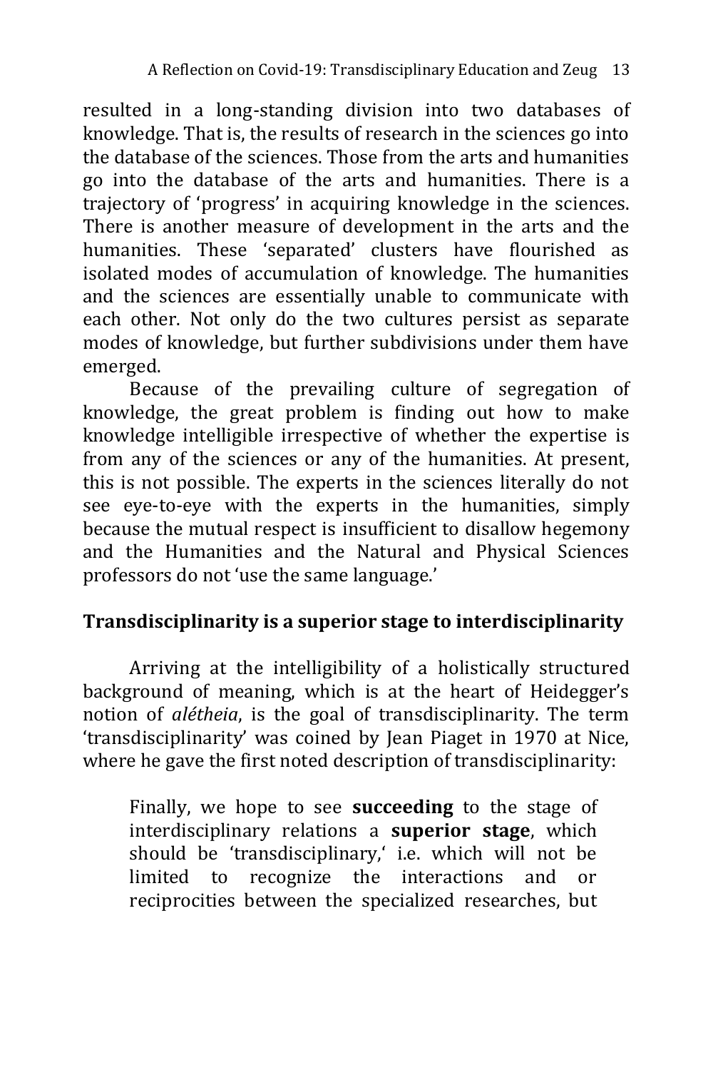resulted in a long-standing division into two databases of knowledge. That is, the results of research in the sciences go into the database of the sciences. Those from the arts and humanities go into the database of the arts and humanities. There is a trajectory of 'progress' in acquiring knowledge in the sciences. There is another measure of development in the arts and the humanities. These 'separated' clusters have flourished as isolated modes of accumulation of knowledge. The humanities and the sciences are essentially unable to communicate with each other. Not only do the two cultures persist as separate modes of knowledge, but further subdivisions under them have emerged.

Because of the prevailing culture of segregation of knowledge, the great problem is finding out how to make knowledge intelligible irrespective of whether the expertise is from any of the sciences or any of the humanities. At present, this is not possible. The experts in the sciences literally do not see eye-to-eye with the experts in the humanities, simply because the mutual respect is insufficient to disallow hegemony and the Humanities and the Natural and Physical Sciences professors do not 'use the same language.'

## Transdisciplinarity is a superior stage to interdisciplinarity

Arriving at the intelligibility of a holistically structured background of meaning, which is at the heart of Heidegger's notion of *alétheia*, is the goal of transdisciplinarity. The term 'transdisciplinarity' was coined by Jean Piaget in 1970 at Nice, where he gave the first noted description of transdisciplinarity:

> Finally, we hope to see **succeeding** to the stage of interdisciplinary relations a **superior stage**, which should be 'transdisciplinary,' i.e. which will not be limited to recognize the interactions and or reciprocities between the specialized researches, but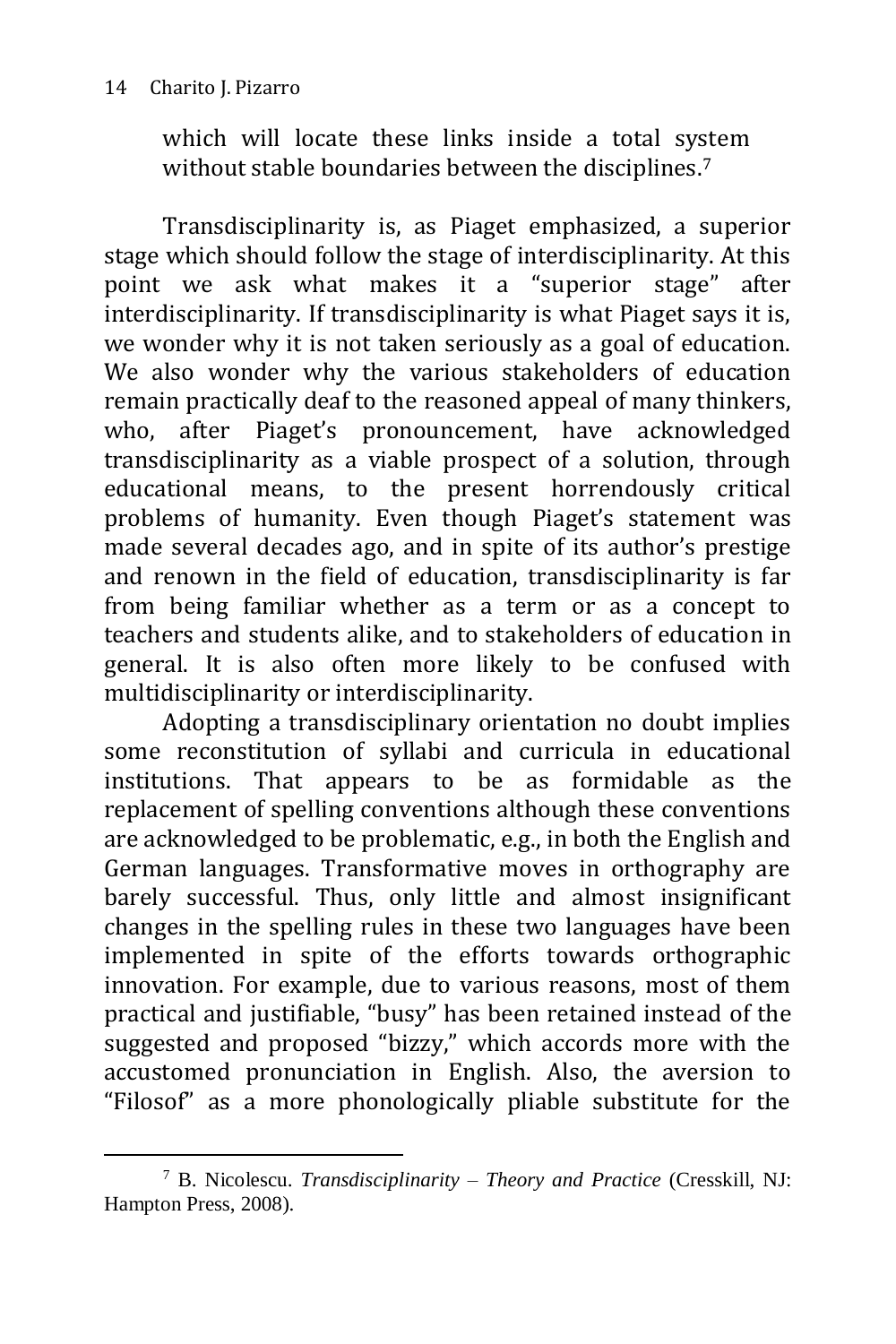> which will locate these links inside a total system without stable boundaries between the disciplines.[7]

Transdisciplinarity is, as Piaget emphasized, a superior stage which should follow the stage of interdisciplinarity. At this point we ask what makes it a "superior stage" after interdisciplinarity. If transdisciplinarity is what Piaget says it is, we wonder why it is not taken seriously as a goal of education. We also wonder why the various stakeholders of education remain practically deaf to the reasoned appeal of many thinkers, who, after Piaget's pronouncement, have acknowledged transdisciplinarity as a viable prospect of a solution, through educational means, to the present horrendously critical problems of humanity. Even though Piaget's statement was made several decades ago, and in spite of its author's prestige and renown in the field of education, transdisciplinarity is far from being familiar whether as a term or as a concept to teachers and students alike, and to stakeholders of education in general. It is also often more likely to be confused with multidisciplinarity or interdisciplinarity.

Adopting a transdisciplinary orientation no doubt implies some reconstitution of syllabi and curricula in educational institutions. That appears to be as formidable as the replacement of spelling conventions although these conventions are acknowledged to be problematic, e.g., in both the English and German languages. Transformative moves in orthography are barely successful. Thus, only little and almost insignificant changes in the spelling rules in these two languages have been implemented in spite of the efforts towards orthographic innovation. For example, due to various reasons, most of them practical and justifiable, "busy" has been retained instead of the suggested and proposed "bizzy," which accords more with the accustomed pronunciation in English. Also, the aversion to "Filosof" as a more phonologically pliable substitute for the

---

[7] B. Nicolescu. *Transdisciplinarity – Theory and Practice* (Cresskill, NJ: Hampton Press, 2008).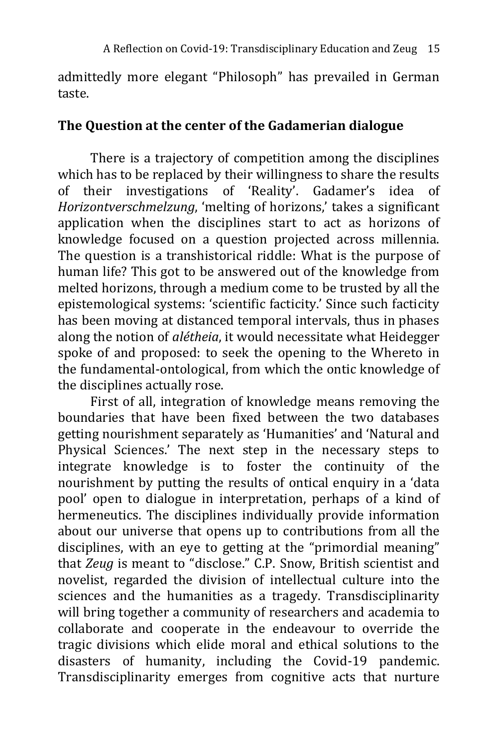admittedly more elegant "Philosoph" has prevailed in German taste.

## The Question at the center of the Gadamerian dialogue

There is a trajectory of competition among the disciplines which has to be replaced by their willingness to share the results of their investigations of 'Reality'. Gadamer's idea of *Horizontverschmelzung*, 'melting of horizons,' takes a significant application when the disciplines start to act as horizons of knowledge focused on a question projected across millennia. The question is a transhistorical riddle: What is the purpose of human life? This got to be answered out of the knowledge from melted horizons, through a medium come to be trusted by all the epistemological systems: 'scientific facticity.' Since such facticity has been moving at distanced temporal intervals, thus in phases along the notion of *alétheia*, it would necessitate what Heidegger spoke of and proposed: to seek the opening to the Whereto in the fundamental-ontological, from which the ontic knowledge of the disciplines actually rose.

First of all, integration of knowledge means removing the boundaries that have been fixed between the two databases getting nourishment separately as 'Humanities' and 'Natural and Physical Sciences.' The next step in the necessary steps to integrate knowledge is to foster the continuity of the nourishment by putting the results of ontical enquiry in a 'data pool' open to dialogue in interpretation, perhaps of a kind of hermeneutics. The disciplines individually provide information about our universe that opens up to contributions from all the disciplines, with an eye to getting at the "primordial meaning" that *Zeug* is meant to "disclose." C.P. Snow, British scientist and novelist, regarded the division of intellectual culture into the sciences and the humanities as a tragedy. Transdisciplinarity will bring together a community of researchers and academia to collaborate and cooperate in the endeavour to override the tragic divisions which elide moral and ethical solutions to the disasters of humanity, including the Covid-19 pandemic. Transdisciplinarity emerges from cognitive acts that nurture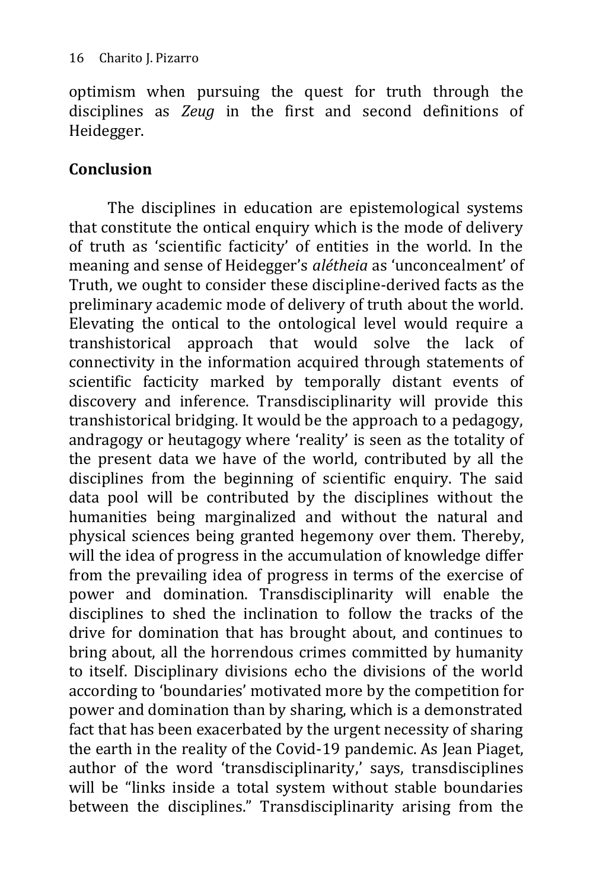optimism when pursuing the quest for truth through the disciplines as *Zeug* in the first and second definitions of Heidegger.

## Conclusion

The disciplines in education are epistemological systems that constitute the ontical enquiry which is the mode of delivery of truth as 'scientific facticity' of entities in the world. In the meaning and sense of Heidegger's *alétheia* as 'unconcealment' of Truth, we ought to consider these discipline-derived facts as the preliminary academic mode of delivery of truth about the world. Elevating the ontical to the ontological level would require a transhistorical approach that would solve the lack of connectivity in the information acquired through statements of scientific facticity marked by temporally distant events of discovery and inference. Transdisciplinarity will provide this transhistorical bridging. It would be the approach to a pedagogy, andragogy or heutagogy where 'reality' is seen as the totality of the present data we have of the world, contributed by all the disciplines from the beginning of scientific enquiry. The said data pool will be contributed by the disciplines without the humanities being marginalized and without the natural and physical sciences being granted hegemony over them. Thereby, will the idea of progress in the accumulation of knowledge differ from the prevailing idea of progress in terms of the exercise of power and domination. Transdisciplinarity will enable the disciplines to shed the inclination to follow the tracks of the drive for domination that has brought about, and continues to bring about, all the horrendous crimes committed by humanity to itself. Disciplinary divisions echo the divisions of the world according to 'boundaries' motivated more by the competition for power and domination than by sharing, which is a demonstrated fact that has been exacerbated by the urgent necessity of sharing the earth in the reality of the Covid-19 pandemic. As Jean Piaget, author of the word 'transdisciplinarity,' says, transdisciplines will be "links inside a total system without stable boundaries between the disciplines." Transdisciplinarity arising from the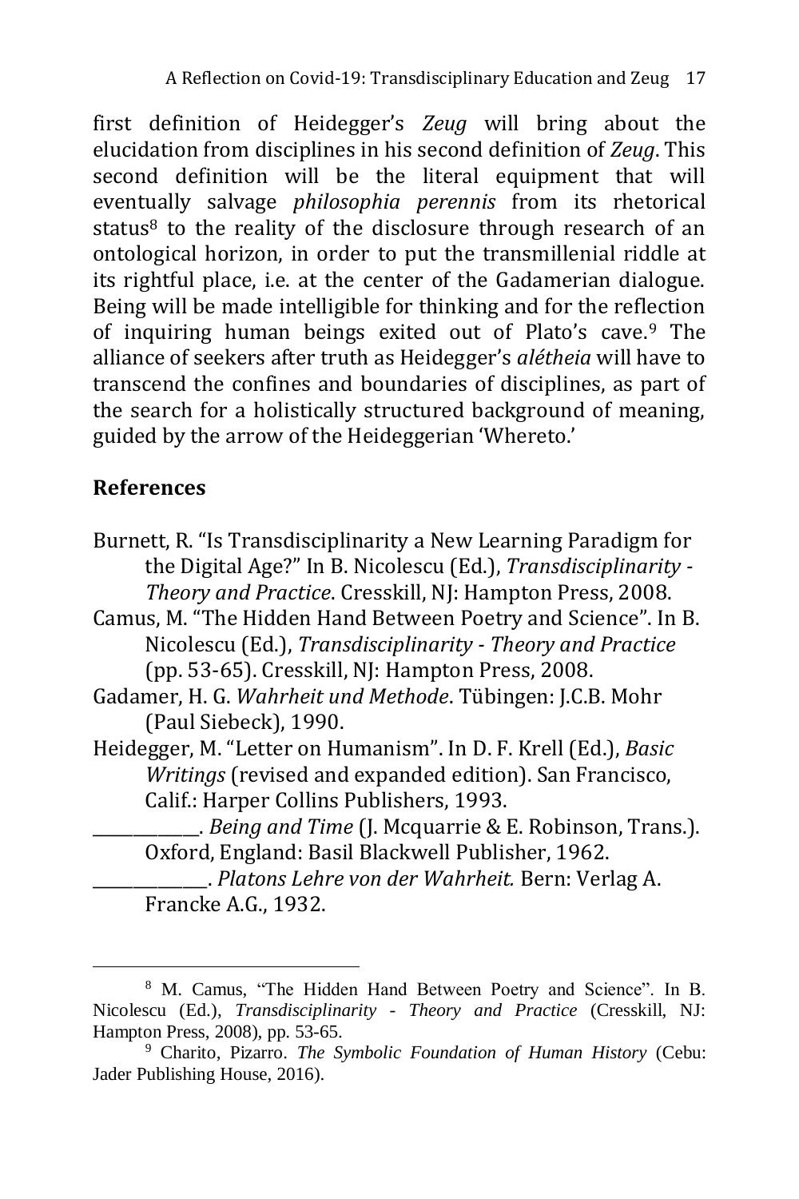first definition of Heidegger's *Zeug* will bring about the elucidation from disciplines in his second definition of *Zeug*. This second definition will be the literal equipment that will eventually salvage *philosophia perennis* from its rhetorical status[8] to the reality of the disclosure through research of an ontological horizon, in order to put the transmillenial riddle at its rightful place, i.e. at the center of the Gadamerian dialogue. Being will be made intelligible for thinking and for the reflection of inquiring human beings exited out of Plato's cave.[9] The alliance of seekers after truth as Heidegger's *alétheia* will have to transcend the confines and boundaries of disciplines, as part of the search for a holistically structured background of meaning, guided by the arrow of the Heideggerian 'Whereto.'

## References

Burnett, R. "Is Transdisciplinarity a New Learning Paradigm for the Digital Age?" In B. Nicolescu (Ed.), *Transdisciplinarity - Theory and Practice*. Cresskill, NJ: Hampton Press, 2008.

Camus, M. "The Hidden Hand Between Poetry and Science". In B. Nicolescu (Ed.), *Transdisciplinarity - Theory and Practice* (pp. 53-65). Cresskill, NJ: Hampton Press, 2008.

Gadamer, H. G. *Wahrheit und Methode*. Tübingen: J.C.B. Mohr (Paul Siebeck), 1990.

Heidegger, M. "Letter on Humanism". In D. F. Krell (Ed.), *Basic Writings* (revised and expanded edition). San Francisco, Calif.: Harper Collins Publishers, 1993.

\_\_\_\_\_\_\_\_\_\_\_\_. *Being and Time* (J. Mcquarrie & E. Robinson, Trans.). Oxford, England: Basil Blackwell Publisher, 1962.

\_\_\_\_\_\_\_\_\_\_\_\_. *Platons Lehre von der Wahrheit.* Bern: Verlag A. Francke A.G., 1932.

---

[8] M. Camus, "The Hidden Hand Between Poetry and Science". In B. Nicolescu (Ed.), *Transdisciplinarity - Theory and Practice* (Cresskill, NJ: Hampton Press, 2008), pp. 53-65.

[9] Charito, Pizarro. *The Symbolic Foundation of Human History* (Cebu: Jader Publishing House, 2016).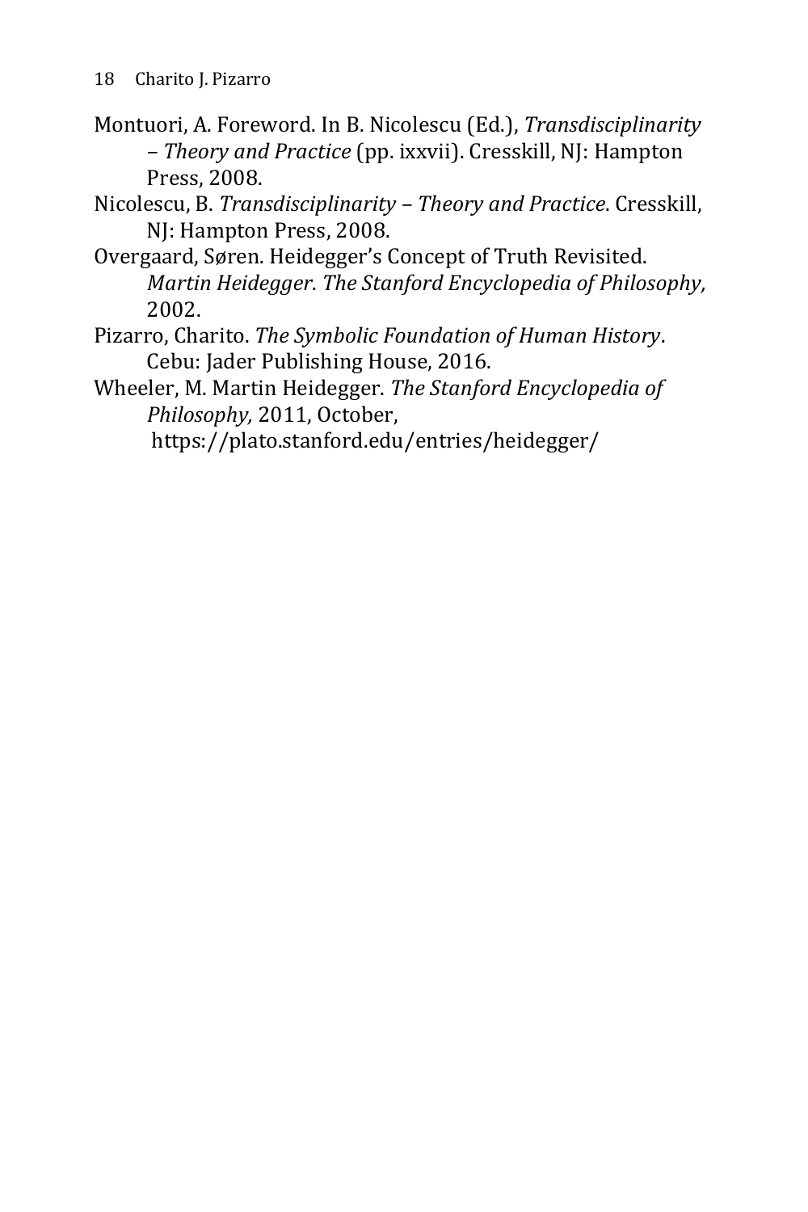Montuori, A. Foreword. In B. Nicolescu (Ed.), *Transdisciplinarity – Theory and Practice* (pp. ixxvii). Cresskill, NJ: Hampton Press, 2008.

Nicolescu, B. *Transdisciplinarity – Theory and Practice*. Cresskill, NJ: Hampton Press, 2008.

Overgaard, Søren. Heidegger's Concept of Truth Revisited. *Martin Heidegger*. *The Stanford Encyclopedia of Philosophy,* 2002.

Pizarro, Charito. *The Symbolic Foundation of Human History*. Cebu: Jader Publishing House, 2016.

Wheeler, M. Martin Heidegger. *The Stanford Encyclopedia of Philosophy,* 2011, October, https://plato.stanford.edu/entries/heidegger/